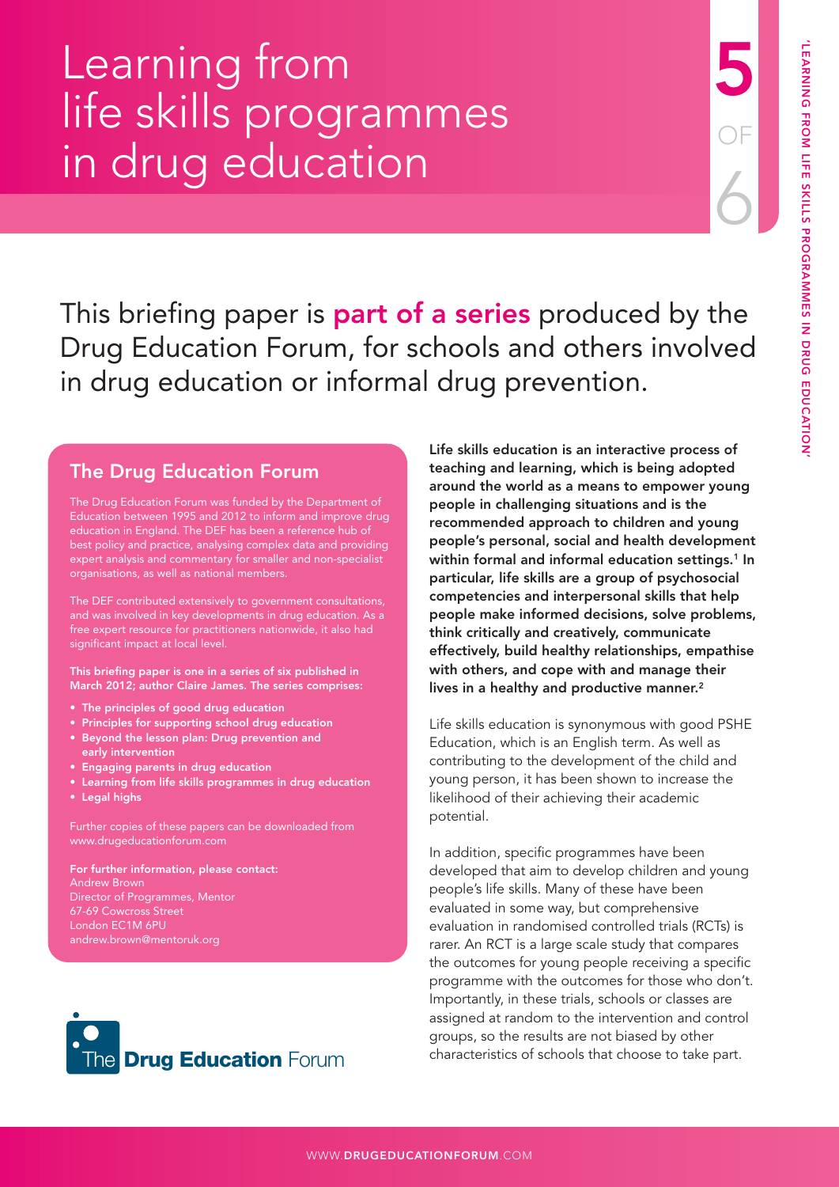# Learning from life skills programmes in drug education

5 OF 6

This briefing paper is **part of a series** produced by the Drug Education Forum, for schools and others involved in drug education or informal drug prevention.

## The Drug Education Forum

The Drug Education Forum was funded by the Department of Education between 1995 and 2012 to inform and improve drug education in England. The DEF has been a reference hub of best policy and practice, analysing complex data and providing expert analysis and commentary for smaller and non-specialist organisations, as well as national members.

The DEF contributed extensively to government consultations, and was involved in key developments in drug education. As a free expert resource for practitioners nationwide, it also had significant impact at local level.

**This briefing paper is one in a series of six published in March 2012; author Claire James. The series comprises:**

- **The principles of good drug education**
- **Principles for supporting school drug education**
- **Beyond the lesson plan: Drug prevention and early intervention**
- **Engaging parents in drug education**
- **Learning from life skills programmes in drug education**
- **Legal highs**

Further copies of these papers can be downloaded from www.drugeducationforum.com

**For further information, please contact:**
Andrew Brown
Director of Programmes, Mentor
67-69 Cowcross Street
London EC1M 6PU
andrew.brown@mentoruk.org

The Drug Education Forum

**Life skills education is an interactive process of teaching and learning, which is being adopted around the world as a means to empower young people in challenging situations and is the recommended approach to children and young people's personal, social and health development within formal and informal education settings.[1] In particular, life skills are a group of psychosocial competencies and interpersonal skills that help people make informed decisions, solve problems, think critically and creatively, communicate effectively, build healthy relationships, empathise with others, and cope with and manage their lives in a healthy and productive manner.[2]**

Life skills education is synonymous with good PSHE Education, which is an English term. As well as contributing to the development of the child and young person, it has been shown to increase the likelihood of their achieving their academic potential.

In addition, specific programmes have been developed that aim to develop children and young people's life skills. Many of these have been evaluated in some way, but comprehensive evaluation in randomised controlled trials (RCTs) is rarer. An RCT is a large scale study that compares the outcomes for young people receiving a specific programme with the outcomes for those who don't. Importantly, in these trials, schools or classes are assigned at random to the intervention and control groups, so the results are not biased by other characteristics of schools that choose to take part.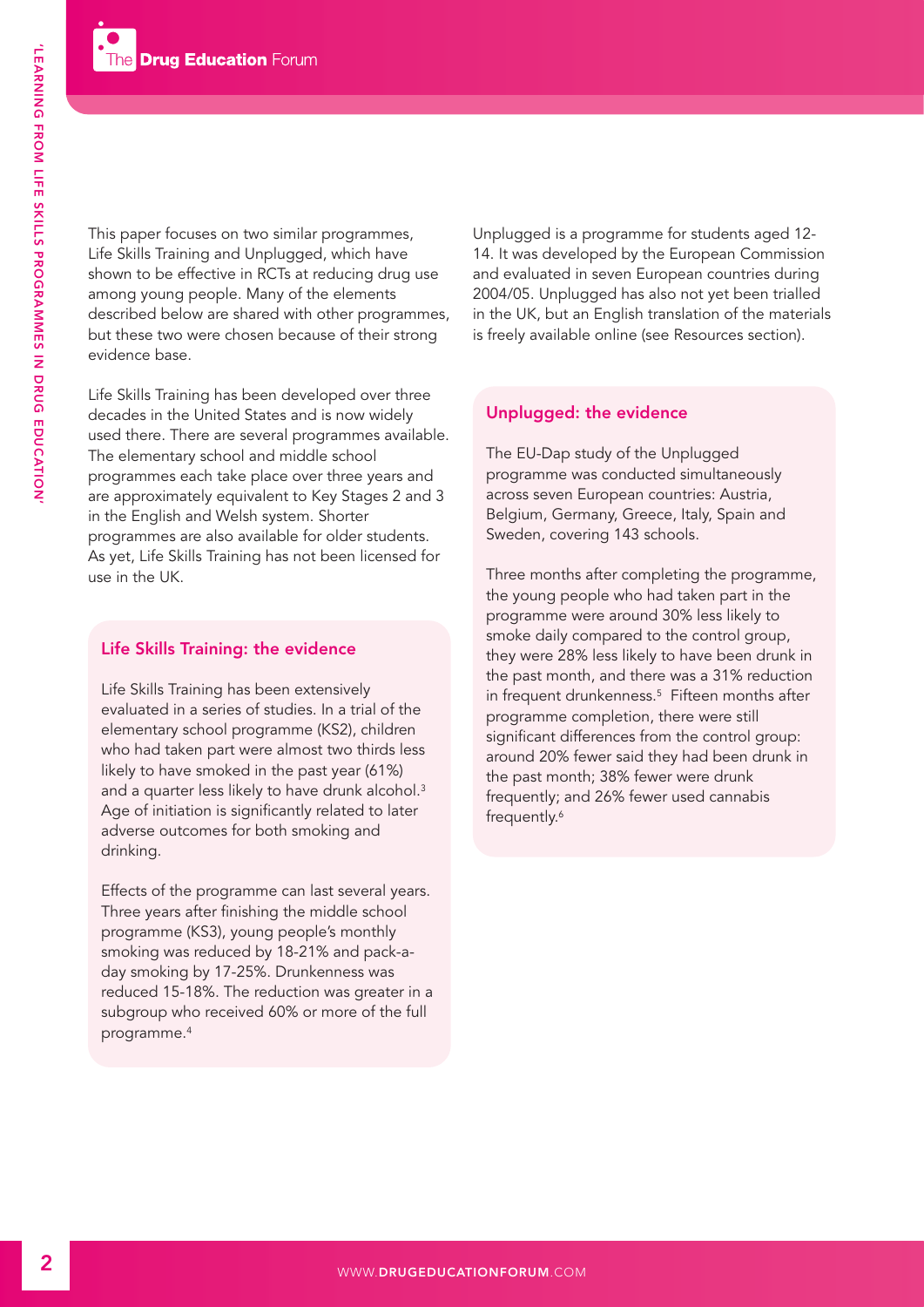This paper focuses on two similar programmes, Life Skills Training and Unplugged, which have shown to be effective in RCTs at reducing drug use among young people. Many of the elements described below are shared with other programmes, but these two were chosen because of their strong evidence base.

Life Skills Training has been developed over three decades in the United States and is now widely used there. There are several programmes available. The elementary school and middle school programmes each take place over three years and are approximately equivalent to Key Stages 2 and 3 in the English and Welsh system. Shorter programmes are also available for older students. As yet, Life Skills Training has not been licensed for use in the UK.

## Life Skills Training: the evidence

Life Skills Training has been extensively evaluated in a series of studies. In a trial of the elementary school programme (KS2), children who had taken part were almost two thirds less likely to have smoked in the past year (61%) and a quarter less likely to have drunk alcohol.[3] Age of initiation is significantly related to later adverse outcomes for both smoking and drinking.

Effects of the programme can last several years. Three years after finishing the middle school programme (KS3), young people's monthly smoking was reduced by 18-21% and pack-a-day smoking by 17-25%. Drunkenness was reduced 15-18%. The reduction was greater in a subgroup who received 60% or more of the full programme.[4]

Unplugged is a programme for students aged 12-14. It was developed by the European Commission and evaluated in seven European countries during 2004/05. Unplugged has also not yet been trialled in the UK, but an English translation of the materials is freely available online (see Resources section).

## Unplugged: the evidence

The EU-Dap study of the Unplugged programme was conducted simultaneously across seven European countries: Austria, Belgium, Germany, Greece, Italy, Spain and Sweden, covering 143 schools.

Three months after completing the programme, the young people who had taken part in the programme were around 30% less likely to smoke daily compared to the control group, they were 28% less likely to have been drunk in the past month, and there was a 31% reduction in frequent drunkenness.[5] Fifteen months after programme completion, there were still significant differences from the control group: around 20% fewer said they had been drunk in the past month; 38% fewer were drunk frequently; and 26% fewer used cannabis frequently.[6]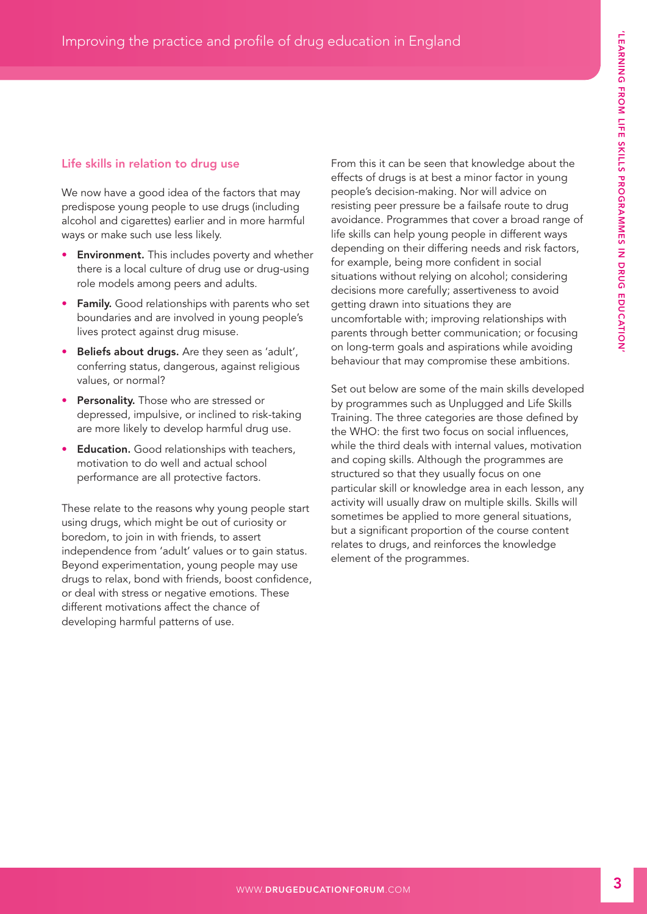### Life skills in relation to drug use

We now have a good idea of the factors that may predispose young people to use drugs (including alcohol and cigarettes) earlier and in more harmful ways or make such use less likely.

- **Environment.** This includes poverty and whether there is a local culture of drug use or drug-using role models among peers and adults.
- **Family.** Good relationships with parents who set boundaries and are involved in young people's lives protect against drug misuse.
- **Beliefs about drugs.** Are they seen as 'adult', conferring status, dangerous, against religious values, or normal?
- **Personality.** Those who are stressed or depressed, impulsive, or inclined to risk-taking are more likely to develop harmful drug use.
- **Education.** Good relationships with teachers, motivation to do well and actual school performance are all protective factors.

These relate to the reasons why young people start using drugs, which might be out of curiosity or boredom, to join in with friends, to assert independence from 'adult' values or to gain status. Beyond experimentation, young people may use drugs to relax, bond with friends, boost confidence, or deal with stress or negative emotions. These different motivations affect the chance of developing harmful patterns of use.

From this it can be seen that knowledge about the effects of drugs is at best a minor factor in young people's decision-making. Nor will advice on resisting peer pressure be a failsafe route to drug avoidance. Programmes that cover a broad range of life skills can help young people in different ways depending on their differing needs and risk factors, for example, being more confident in social situations without relying on alcohol; considering decisions more carefully; assertiveness to avoid getting drawn into situations they are uncomfortable with; improving relationships with parents through better communication; or focusing on long-term goals and aspirations while avoiding behaviour that may compromise these ambitions.

Set out below are some of the main skills developed by programmes such as Unplugged and Life Skills Training. The three categories are those defined by the WHO: the first two focus on social influences, while the third deals with internal values, motivation and coping skills. Although the programmes are structured so that they usually focus on one particular skill or knowledge area in each lesson, any activity will usually draw on multiple skills. Skills will sometimes be applied to more general situations, but a significant proportion of the course content relates to drugs, and reinforces the knowledge element of the programmes.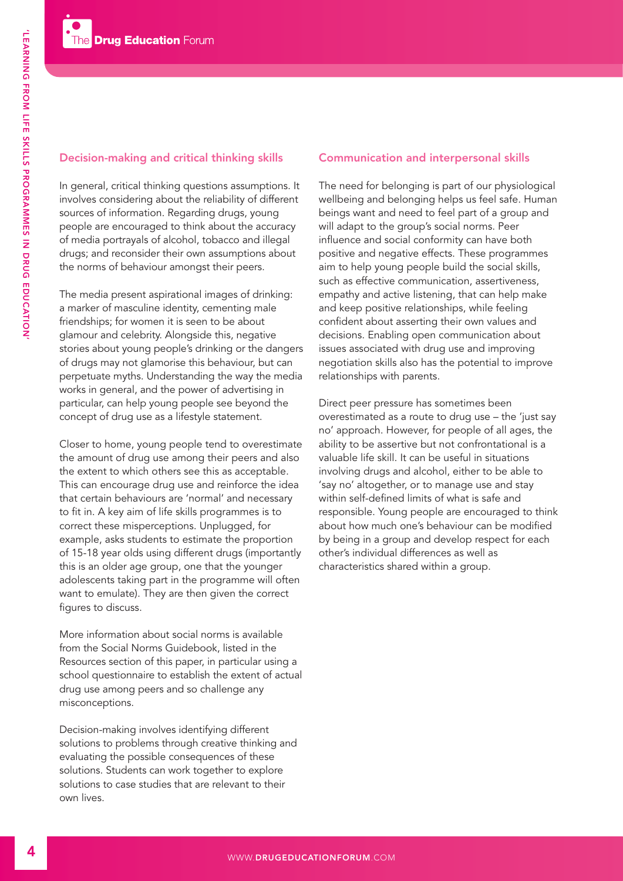## Decision-making and critical thinking skills

In general, critical thinking questions assumptions. It involves considering about the reliability of different sources of information. Regarding drugs, young people are encouraged to think about the accuracy of media portrayals of alcohol, tobacco and illegal drugs; and reconsider their own assumptions about the norms of behaviour amongst their peers.

The media present aspirational images of drinking: a marker of masculine identity, cementing male friendships; for women it is seen to be about glamour and celebrity. Alongside this, negative stories about young people's drinking or the dangers of drugs may not glamorise this behaviour, but can perpetuate myths. Understanding the way the media works in general, and the power of advertising in particular, can help young people see beyond the concept of drug use as a lifestyle statement.

Closer to home, young people tend to overestimate the amount of drug use among their peers and also the extent to which others see this as acceptable. This can encourage drug use and reinforce the idea that certain behaviours are 'normal' and necessary to fit in. A key aim of life skills programmes is to correct these misperceptions. Unplugged, for example, asks students to estimate the proportion of 15-18 year olds using different drugs (importantly this is an older age group, one that the younger adolescents taking part in the programme will often want to emulate). They are then given the correct figures to discuss.

More information about social norms is available from the Social Norms Guidebook, listed in the Resources section of this paper, in particular using a school questionnaire to establish the extent of actual drug use among peers and so challenge any misconceptions.

Decision-making involves identifying different solutions to problems through creative thinking and evaluating the possible consequences of these solutions. Students can work together to explore solutions to case studies that are relevant to their own lives.

## Communication and interpersonal skills

The need for belonging is part of our physiological wellbeing and belonging helps us feel safe. Human beings want and need to feel part of a group and will adapt to the group's social norms. Peer influence and social conformity can have both positive and negative effects. These programmes aim to help young people build the social skills, such as effective communication, assertiveness, empathy and active listening, that can help make and keep positive relationships, while feeling confident about asserting their own values and decisions. Enabling open communication about issues associated with drug use and improving negotiation skills also has the potential to improve relationships with parents.

Direct peer pressure has sometimes been overestimated as a route to drug use – the 'just say no' approach. However, for people of all ages, the ability to be assertive but not confrontational is a valuable life skill. It can be useful in situations involving drugs and alcohol, either to be able to 'say no' altogether, or to manage use and stay within self-defined limits of what is safe and responsible. Young people are encouraged to think about how much one's behaviour can be modified by being in a group and develop respect for each other's individual differences as well as characteristics shared within a group.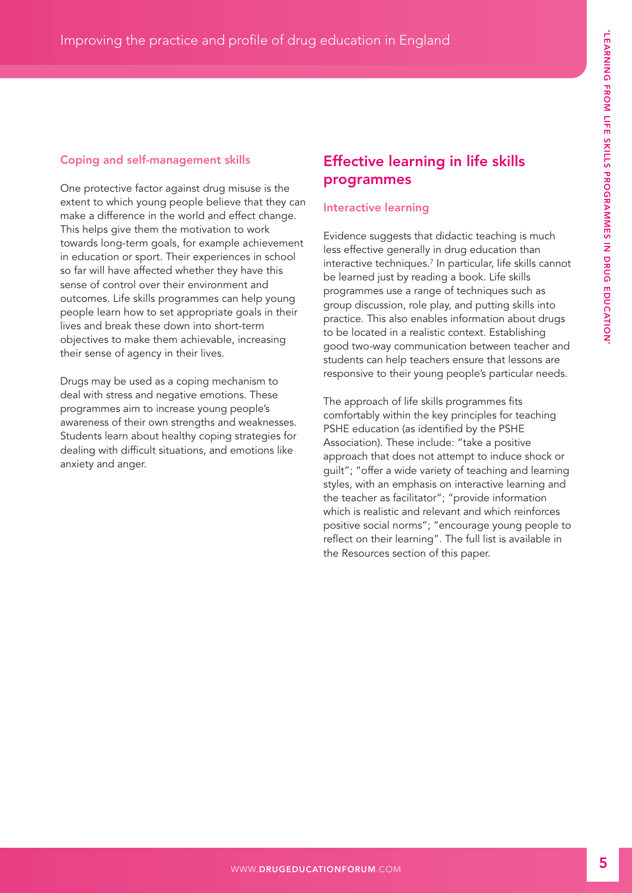### Coping and self-management skills

One protective factor against drug misuse is the extent to which young people believe that they can make a difference in the world and effect change. This helps give them the motivation to work towards long-term goals, for example achievement in education or sport. Their experiences in school so far will have affected whether they have this sense of control over their environment and outcomes. Life skills programmes can help young people learn how to set appropriate goals in their lives and break these down into short-term objectives to make them achievable, increasing their sense of agency in their lives.

Drugs may be used as a coping mechanism to deal with stress and negative emotions. These programmes aim to increase young people's awareness of their own strengths and weaknesses. Students learn about healthy coping strategies for dealing with difficult situations, and emotions like anxiety and anger.

## Effective learning in life skills programmes

### Interactive learning

Evidence suggests that didactic teaching is much less effective generally in drug education than interactive techniques.[7] In particular, life skills cannot be learned just by reading a book. Life skills programmes use a range of techniques such as group discussion, role play, and putting skills into practice. This also enables information about drugs to be located in a realistic context. Establishing good two-way communication between teacher and students can help teachers ensure that lessons are responsive to their young people's particular needs.

The approach of life skills programmes fits comfortably within the key principles for teaching PSHE education (as identified by the PSHE Association). These include: "take a positive approach that does not attempt to induce shock or guilt"; "offer a wide variety of teaching and learning styles, with an emphasis on interactive learning and the teacher as facilitator"; "provide information which is realistic and relevant and which reinforces positive social norms"; "encourage young people to reflect on their learning". The full list is available in the Resources section of this paper.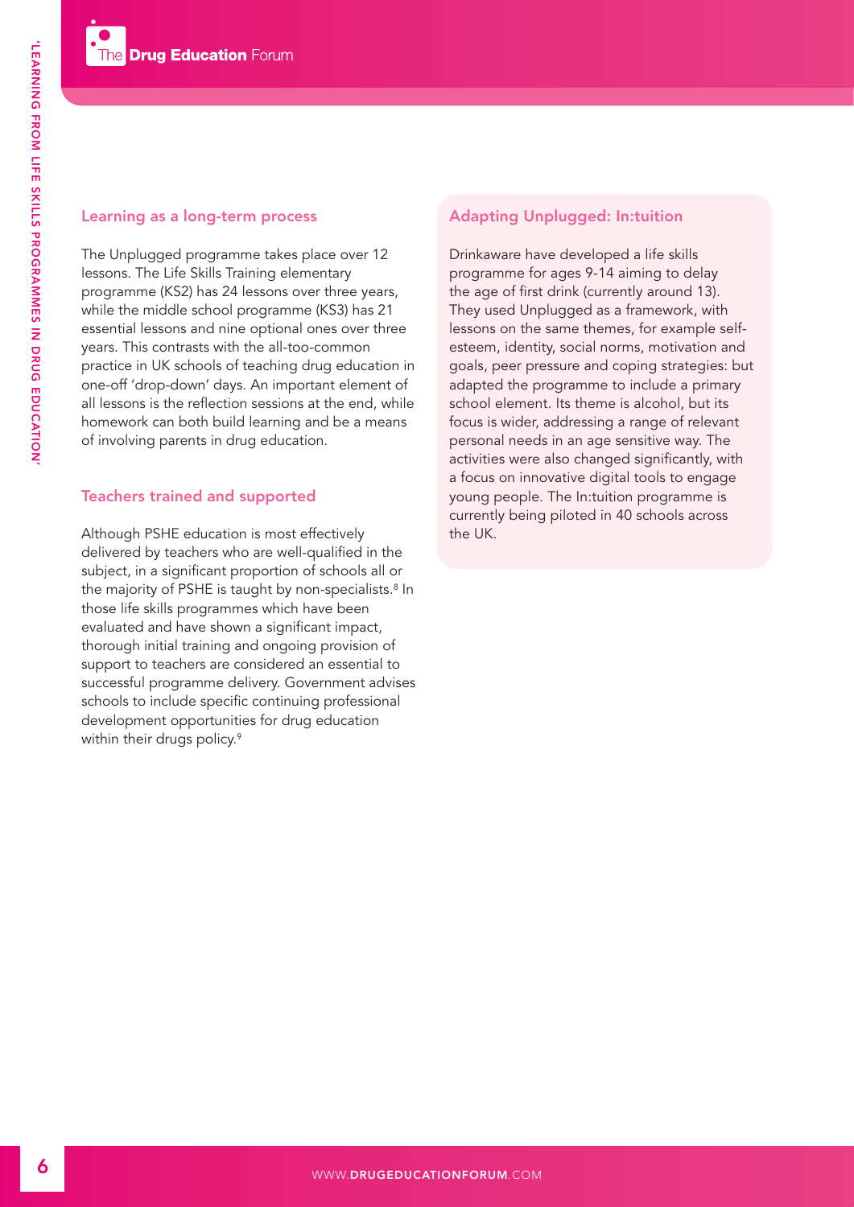## Learning as a long-term process

The Unplugged programme takes place over 12 lessons. The Life Skills Training elementary programme (KS2) has 24 lessons over three years, while the middle school programme (KS3) has 21 essential lessons and nine optional ones over three years. This contrasts with the all-too-common practice in UK schools of teaching drug education in one-off 'drop-down' days. An important element of all lessons is the reflection sessions at the end, while homework can both build learning and be a means of involving parents in drug education.

## Teachers trained and supported

Although PSHE education is most effectively delivered by teachers who are well-qualified in the subject, in a significant proportion of schools all or the majority of PSHE is taught by non-specialists.[8] In those life skills programmes which have been evaluated and have shown a significant impact, thorough initial training and ongoing provision of support to teachers are considered an essential to successful programme delivery. Government advises schools to include specific continuing professional development opportunities for drug education within their drugs policy.[9]

## Adapting Unplugged: In:tuition

Drinkaware have developed a life skills programme for ages 9-14 aiming to delay the age of first drink (currently around 13). They used Unplugged as a framework, with lessons on the same themes, for example self-esteem, identity, social norms, motivation and goals, peer pressure and coping strategies: but adapted the programme to include a primary school element. Its theme is alcohol, but its focus is wider, addressing a range of relevant personal needs in an age sensitive way. The activities were also changed significantly, with a focus on innovative digital tools to engage young people. The In:tuition programme is currently being piloted in 40 schools across the UK.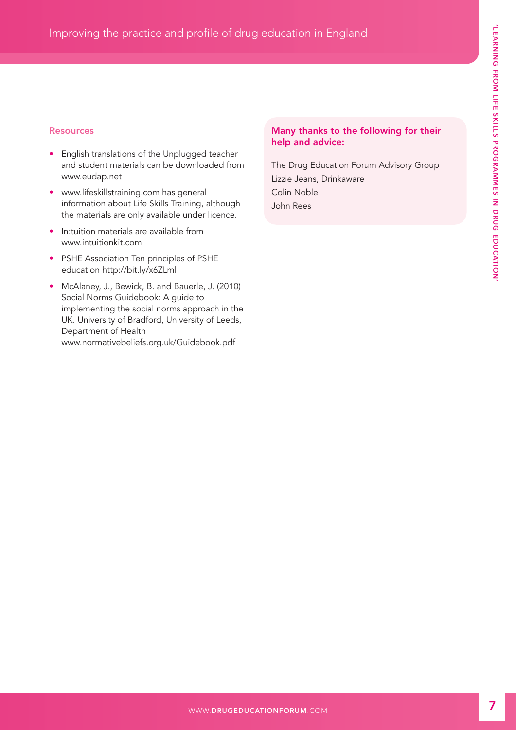## Resources

- English translations of the Unplugged teacher and student materials can be downloaded from www.eudap.net
- www.lifeskillstraining.com has general information about Life Skills Training, although the materials are only available under licence.
- In:tuition materials are available from www.intuitionkit.com
- PSHE Association Ten principles of PSHE education http://bit.ly/x6ZLml
- McAlaney, J., Bewick, B. and Bauerle, J. (2010) Social Norms Guidebook: A guide to implementing the social norms approach in the UK. University of Bradford, University of Leeds, Department of Health www.normativebeliefs.org.uk/Guidebook.pdf

## Many thanks to the following for their help and advice:

The Drug Education Forum Advisory Group
Lizzie Jeans, Drinkaware
Colin Noble
John Rees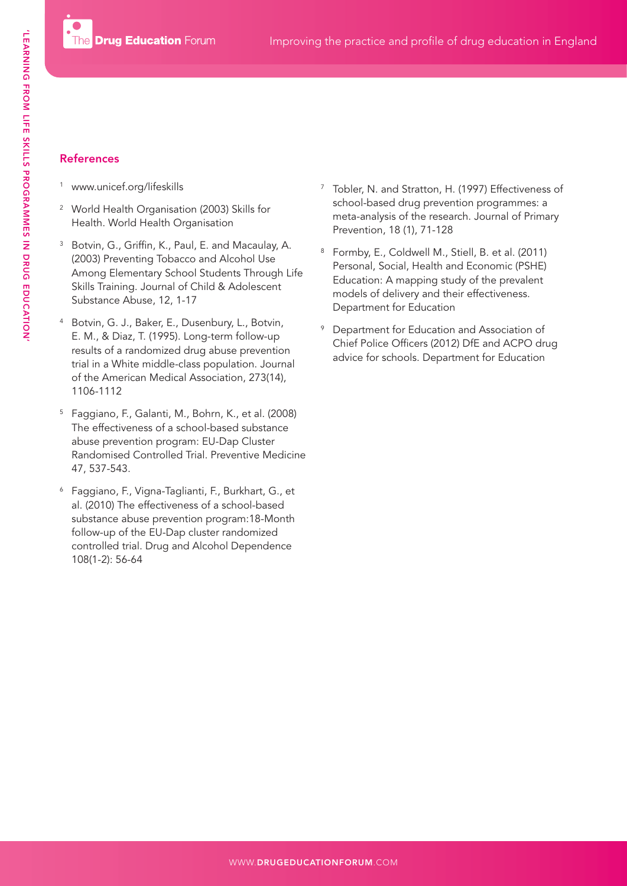## References

1. www.unicef.org/lifeskills
2. World Health Organisation (2003) Skills for Health. World Health Organisation
3. Botvin, G., Griffin, K., Paul, E. and Macaulay, A. (2003) Preventing Tobacco and Alcohol Use Among Elementary School Students Through Life Skills Training. Journal of Child & Adolescent Substance Abuse, 12, 1-17
4. Botvin, G. J., Baker, E., Dusenbury, L., Botvin, E. M., & Diaz, T. (1995). Long-term follow-up results of a randomized drug abuse prevention trial in a White middle-class population. Journal of the American Medical Association, 273(14), 1106-1112
5. Faggiano, F., Galanti, M., Bohrn, K., et al. (2008) The effectiveness of a school-based substance abuse prevention program: EU-Dap Cluster Randomised Controlled Trial. Preventive Medicine 47, 537-543.
6. Faggiano, F., Vigna-Taglianti, F., Burkhart, G., et al. (2010) The effectiveness of a school-based substance abuse prevention program:18-Month follow-up of the EU-Dap cluster randomized controlled trial. Drug and Alcohol Dependence 108(1-2): 56-64
7. Tobler, N. and Stratton, H. (1997) Effectiveness of school-based drug prevention programmes: a meta-analysis of the research. Journal of Primary Prevention, 18 (1), 71-128
8. Formby, E., Coldwell M., Stiell, B. et al. (2011) Personal, Social, Health and Economic (PSHE) Education: A mapping study of the prevalent models of delivery and their effectiveness. Department for Education
9. Department for Education and Association of Chief Police Officers (2012) DfE and ACPO drug advice for schools. Department for Education